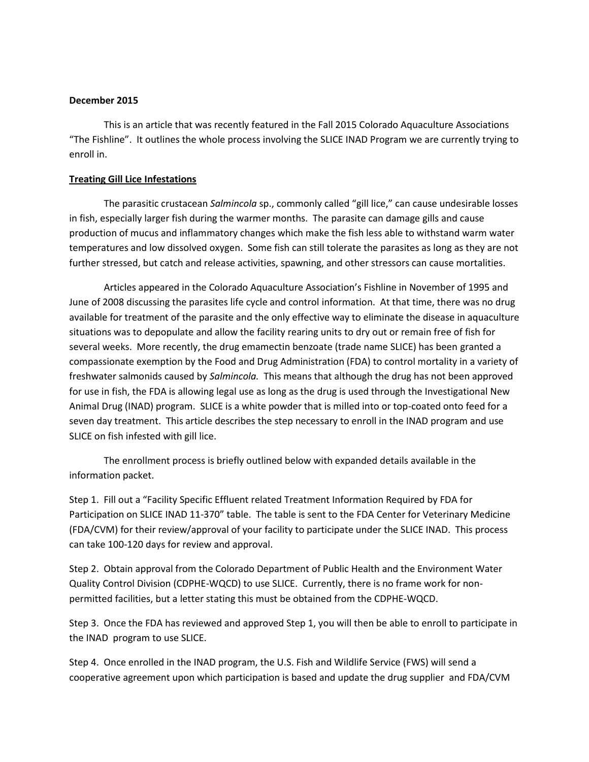**December 2015**

This is an article that was recently featured in the Fall 2015 Colorado Aquaculture Associations "The Fishline". It outlines the whole process involving the SLICE INAD Program we are currently trying to enroll in.

**Treating Gill Lice Infestations**

The parasitic crustacean *Salmincola* sp., commonly called "gill lice," can cause undesirable losses in fish, especially larger fish during the warmer months. The parasite can damage gills and cause production of mucus and inflammatory changes which make the fish less able to withstand warm water temperatures and low dissolved oxygen. Some fish can still tolerate the parasites as long as they are not further stressed, but catch and release activities, spawning, and other stressors can cause mortalities.

Articles appeared in the Colorado Aquaculture Association's Fishline in November of 1995 and June of 2008 discussing the parasites life cycle and control information. At that time, there was no drug available for treatment of the parasite and the only effective way to eliminate the disease in aquaculture situations was to depopulate and allow the facility rearing units to dry out or remain free of fish for several weeks. More recently, the drug emamectin benzoate (trade name SLICE) has been granted a compassionate exemption by the Food and Drug Administration (FDA) to control mortality in a variety of freshwater salmonids caused by *Salmincola.* This means that although the drug has not been approved for use in fish, the FDA is allowing legal use as long as the drug is used through the Investigational New Animal Drug (INAD) program. SLICE is a white powder that is milled into or top-coated onto feed for a seven day treatment. This article describes the step necessary to enroll in the INAD program and use SLICE on fish infested with gill lice.

The enrollment process is briefly outlined below with expanded details available in the information packet.

Step 1. Fill out a "Facility Specific Effluent related Treatment Information Required by FDA for Participation on SLICE INAD 11-370" table. The table is sent to the FDA Center for Veterinary Medicine (FDA/CVM) for their review/approval of your facility to participate under the SLICE INAD. This process can take 100-120 days for review and approval.

Step 2. Obtain approval from the Colorado Department of Public Health and the Environment Water Quality Control Division (CDPHE-WQCD) to use SLICE. Currently, there is no frame work for non-permitted facilities, but a letter stating this must be obtained from the CDPHE-WQCD.

Step 3. Once the FDA has reviewed and approved Step 1, you will then be able to enroll to participate in the INAD program to use SLICE.

Step 4. Once enrolled in the INAD program, the U.S. Fish and Wildlife Service (FWS) will send a cooperative agreement upon which participation is based and update the drug supplier and FDA/CVM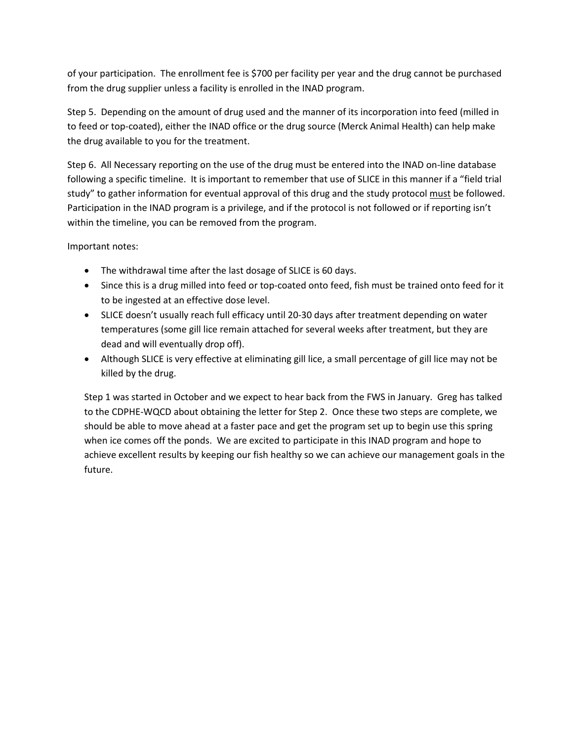of your participation. The enrollment fee is $700 per facility per year and the drug cannot be purchased from the drug supplier unless a facility is enrolled in the INAD program.

Step 5. Depending on the amount of drug used and the manner of its incorporation into feed (milled in to feed or top-coated), either the INAD office or the drug source (Merck Animal Health) can help make the drug available to you for the treatment.

Step 6. All Necessary reporting on the use of the drug must be entered into the INAD on-line database following a specific timeline. It is important to remember that use of SLICE in this manner if a "field trial study" to gather information for eventual approval of this drug and the study protocol <u>must</u> be followed. Participation in the INAD program is a privilege, and if the protocol is not followed or if reporting isn't within the timeline, you can be removed from the program.

Important notes:

- The withdrawal time after the last dosage of SLICE is 60 days.
- Since this is a drug milled into feed or top-coated onto feed, fish must be trained onto feed for it to be ingested at an effective dose level.
- SLICE doesn't usually reach full efficacy until 20-30 days after treatment depending on water temperatures (some gill lice remain attached for several weeks after treatment, but they are dead and will eventually drop off).
- Although SLICE is very effective at eliminating gill lice, a small percentage of gill lice may not be killed by the drug.

Step 1 was started in October and we expect to hear back from the FWS in January. Greg has talked to the CDPHE-WQCD about obtaining the letter for Step 2. Once these two steps are complete, we should be able to move ahead at a faster pace and get the program set up to begin use this spring when ice comes off the ponds. We are excited to participate in this INAD program and hope to achieve excellent results by keeping our fish healthy so we can achieve our management goals in the future.